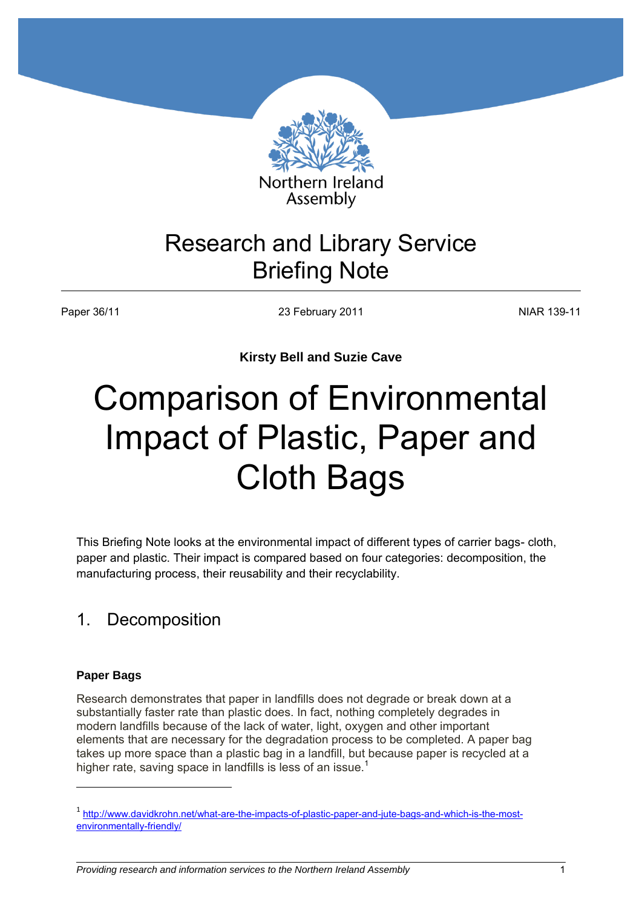Northern Ireland Assembly

Research and Library Service
Briefing Note

Paper 36/11 | 23 February 2011 | NIAR 139-11

**Kirsty Bell and Suzie Cave**

# Comparison of Environmental Impact of Plastic, Paper and Cloth Bags

This Briefing Note looks at the environmental impact of different types of carrier bags- cloth, paper and plastic. Their impact is compared based on four categories: decomposition, the manufacturing process, their reusability and their recyclability.

## 1. Decomposition

### Paper Bags

Research demonstrates that paper in landfills does not degrade or break down at a substantially faster rate than plastic does. In fact, nothing completely degrades in modern landfills because of the lack of water, light, oxygen and other important elements that are necessary for the degradation process to be completed. A paper bag takes up more space than a plastic bag in a landfill, but because paper is recycled at a higher rate, saving space in landfills is less of an issue.[1]

---

[1] http://www.davidkrohn.net/what-are-the-impacts-of-plastic-paper-and-jute-bags-and-which-is-the-most-environmentally-friendly/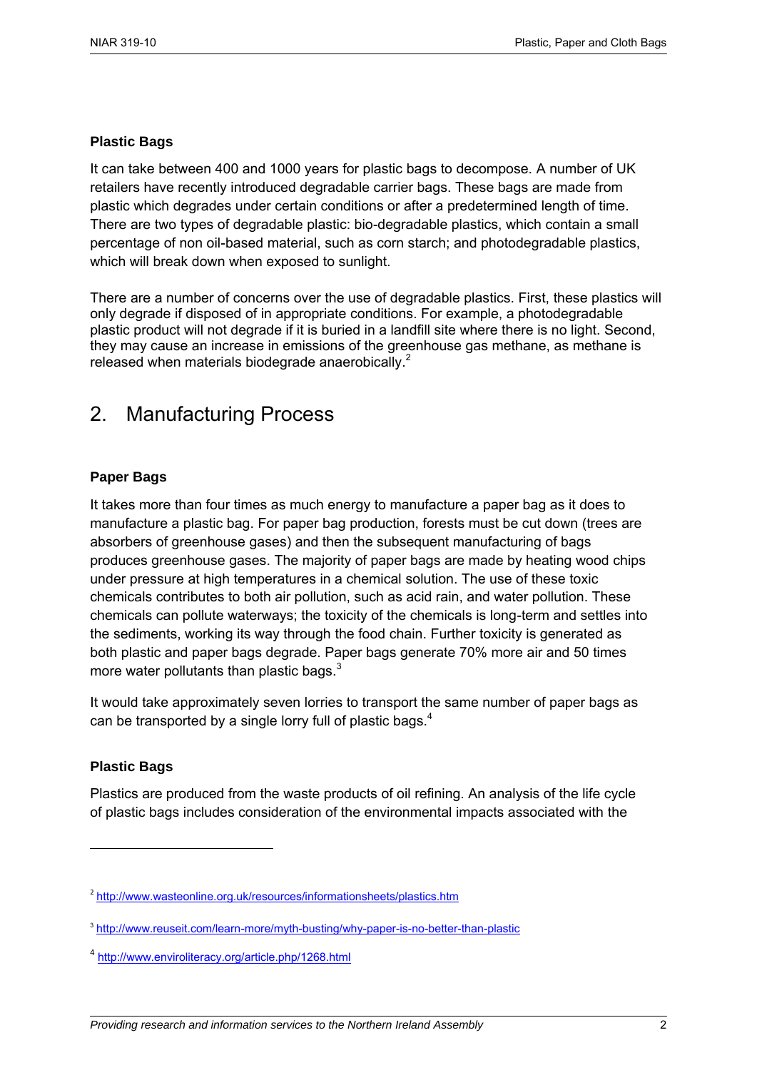**Plastic Bags**

It can take between 400 and 1000 years for plastic bags to decompose. A number of UK retailers have recently introduced degradable carrier bags. These bags are made from plastic which degrades under certain conditions or after a predetermined length of time. There are two types of degradable plastic: bio-degradable plastics, which contain a small percentage of non oil-based material, such as corn starch; and photodegradable plastics, which will break down when exposed to sunlight.

There are a number of concerns over the use of degradable plastics. First, these plastics will only degrade if disposed of in appropriate conditions. For example, a photodegradable plastic product will not degrade if it is buried in a landfill site where there is no light. Second, they may cause an increase in emissions of the greenhouse gas methane, as methane is released when materials biodegrade anaerobically.[2]

## 2. Manufacturing Process

**Paper Bags**

It takes more than four times as much energy to manufacture a paper bag as it does to manufacture a plastic bag. For paper bag production, forests must be cut down (trees are absorbers of greenhouse gases) and then the subsequent manufacturing of bags produces greenhouse gases. The majority of paper bags are made by heating wood chips under pressure at high temperatures in a chemical solution. The use of these toxic chemicals contributes to both air pollution, such as acid rain, and water pollution. These chemicals can pollute waterways; the toxicity of the chemicals is long-term and settles into the sediments, working its way through the food chain. Further toxicity is generated as both plastic and paper bags degrade. Paper bags generate 70% more air and 50 times more water pollutants than plastic bags.[3]

It would take approximately seven lorries to transport the same number of paper bags as can be transported by a single lorry full of plastic bags.[4]

**Plastic Bags**

Plastics are produced from the waste products of oil refining. An analysis of the life cycle of plastic bags includes consideration of the environmental impacts associated with the

---

[2] http://www.wasteonline.org.uk/resources/informationsheets/plastics.htm

[3] http://www.reuseit.com/learn-more/myth-busting/why-paper-is-no-better-than-plastic

[4] http://www.enviroliteracy.org/article.php/1268.html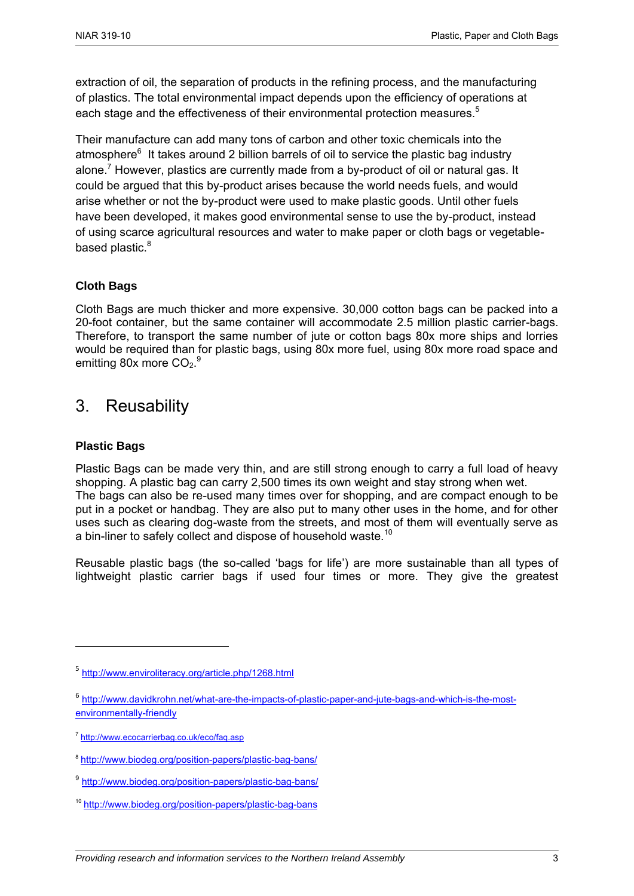extraction of oil, the separation of products in the refining process, and the manufacturing of plastics. The total environmental impact depends upon the efficiency of operations at each stage and the effectiveness of their environmental protection measures.[5]

Their manufacture can add many tons of carbon and other toxic chemicals into the atmosphere[6] It takes around 2 billion barrels of oil to service the plastic bag industry alone.[7] However, plastics are currently made from a by-product of oil or natural gas. It could be argued that this by-product arises because the world needs fuels, and would arise whether or not the by-product were used to make plastic goods. Until other fuels have been developed, it makes good environmental sense to use the by-product, instead of using scarce agricultural resources and water to make paper or cloth bags or vegetable-based plastic.[8]

### Cloth Bags

Cloth Bags are much thicker and more expensive. 30,000 cotton bags can be packed into a 20-foot container, but the same container will accommodate 2.5 million plastic carrier-bags. Therefore, to transport the same number of jute or cotton bags 80x more ships and lorries would be required than for plastic bags, using 80x more fuel, using 80x more road space and emitting 80x more $CO_2$.[9]

## 3. Reusability

### Plastic Bags

Plastic Bags can be made very thin, and are still strong enough to carry a full load of heavy shopping. A plastic bag can carry 2,500 times its own weight and stay strong when wet. The bags can also be re-used many times over for shopping, and are compact enough to be put in a pocket or handbag. They are also put to many other uses in the home, and for other uses such as clearing dog-waste from the streets, and most of them will eventually serve as a bin-liner to safely collect and dispose of household waste.[10]

Reusable plastic bags (the so-called 'bags for life') are more sustainable than all types of lightweight plastic carrier bags if used four times or more. They give the greatest

---

[5] http://www.enviroliteracy.org/article.php/1268.html

[6] http://www.davidkrohn.net/what-are-the-impacts-of-plastic-paper-and-jute-bags-and-which-is-the-most-environmentally-friendly

[7] http://www.ecocarrierbag.co.uk/eco/faq.asp

[8] http://www.biodeg.org/position-papers/plastic-bag-bans/

[9] http://www.biodeg.org/position-papers/plastic-bag-bans/

[10] http://www.biodeg.org/position-papers/plastic-bag-bans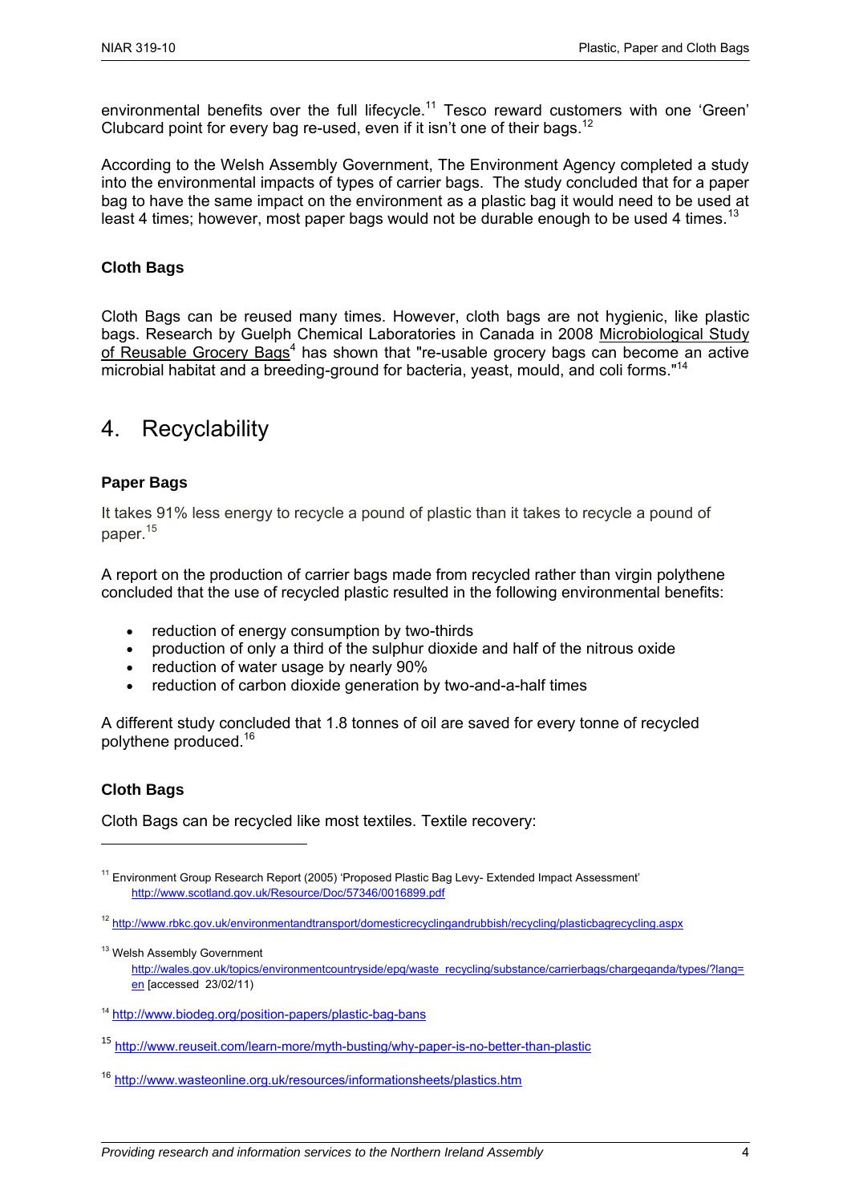environmental benefits over the full lifecycle.[11] Tesco reward customers with one 'Green' Clubcard point for every bag re-used, even if it isn't one of their bags.[12]

According to the Welsh Assembly Government, The Environment Agency completed a study into the environmental impacts of types of carrier bags. The study concluded that for a paper bag to have the same impact on the environment as a plastic bag it would need to be used at least 4 times; however, most paper bags would not be durable enough to be used 4 times.[13]

### Cloth Bags

Cloth Bags can be reused many times. However, cloth bags are not hygienic, like plastic bags. Research by Guelph Chemical Laboratories in Canada in 2008 Microbiological Study of Reusable Grocery Bags[4] has shown that "re-usable grocery bags can become an active microbial habitat and a breeding-ground for bacteria, yeast, mould, and coli forms."[14]

## 4. Recyclability

### Paper Bags

It takes 91% less energy to recycle a pound of plastic than it takes to recycle a pound of paper.[15]

A report on the production of carrier bags made from recycled rather than virgin polythene concluded that the use of recycled plastic resulted in the following environmental benefits:

- reduction of energy consumption by two-thirds
- production of only a third of the sulphur dioxide and half of the nitrous oxide
- reduction of water usage by nearly 90%
- reduction of carbon dioxide generation by two-and-a-half times

A different study concluded that 1.8 tonnes of oil are saved for every tonne of recycled polythene produced.[16]

### Cloth Bags

Cloth Bags can be recycled like most textiles. Textile recovery:

---

[11] Environment Group Research Report (2005) 'Proposed Plastic Bag Levy- Extended Impact Assessment' http://www.scotland.gov.uk/Resource/Doc/57346/0016899.pdf

[12] http://www.rbkc.gov.uk/environmentandtransport/domesticrecyclingandrubbish/recycling/plasticbagrecycling.aspx

[13] Welsh Assembly Government http://wales.gov.uk/topics/environmentcountryside/epq/waste_recycling/substance/carrierbags/chargeqanda/types/?lang=en [accessed 23/02/11)

[14] http://www.biodeg.org/position-papers/plastic-bag-bans

[15] http://www.reuseit.com/learn-more/myth-busting/why-paper-is-no-better-than-plastic

[16] http://www.wasteonline.org.uk/resources/informationsheets/plastics.htm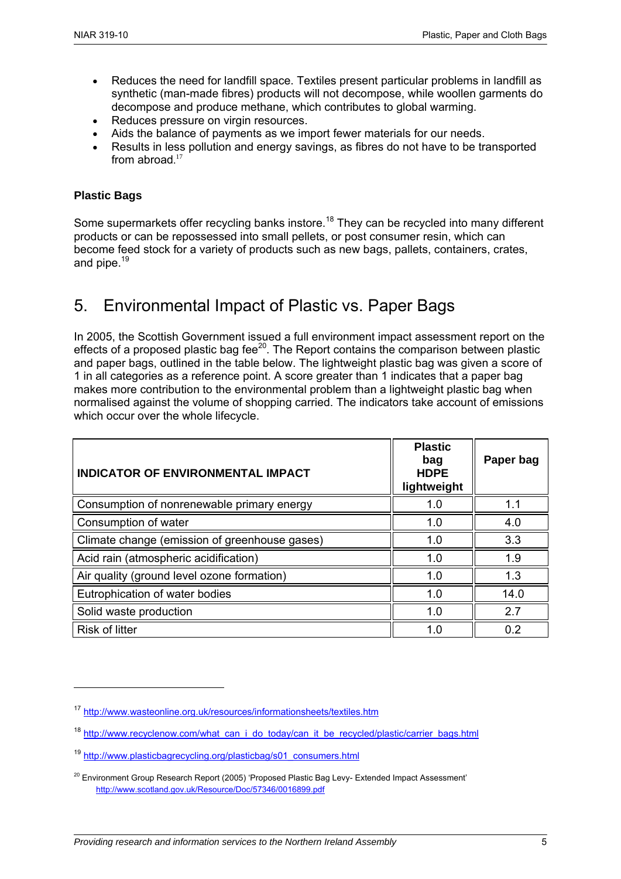- Reduces the need for landfill space. Textiles present particular problems in landfill as synthetic (man-made fibres) products will not decompose, while woollen garments do decompose and produce methane, which contributes to global warming.
- Reduces pressure on virgin resources.
- Aids the balance of payments as we import fewer materials for our needs.
- Results in less pollution and energy savings, as fibres do not have to be transported from abroad.[17]

**Plastic Bags**

Some supermarkets offer recycling banks instore.[18] They can be recycled into many different products or can be repossessed into small pellets, or post consumer resin, which can become feed stock for a variety of products such as new bags, pallets, containers, crates, and pipe.[19]

# 5. Environmental Impact of Plastic vs. Paper Bags

In 2005, the Scottish Government issued a full environment impact assessment report on the effects of a proposed plastic bag fee[20]. The Report contains the comparison between plastic and paper bags, outlined in the table below. The lightweight plastic bag was given a score of 1 in all categories as a reference point. A score greater than 1 indicates that a paper bag makes more contribution to the environmental problem than a lightweight plastic bag when normalised against the volume of shopping carried. The indicators take account of emissions which occur over the whole lifecycle.

| INDICATOR OF ENVIRONMENTAL IMPACT | Plastic bag HDPE lightweight | Paper bag |
|---|---|---|
| Consumption of nonrenewable primary energy | 1.0 | 1.1 |
| Consumption of water | 1.0 | 4.0 |
| Climate change (emission of greenhouse gases) | 1.0 | 3.3 |
| Acid rain (atmospheric acidification) | 1.0 | 1.9 |
| Air quality (ground level ozone formation) | 1.0 | 1.3 |
| Eutrophication of water bodies | 1.0 | 14.0 |
| Solid waste production | 1.0 | 2.7 |
| Risk of litter | 1.0 | 0.2 |

---

[17] http://www.wasteonline.org.uk/resources/informationsheets/textiles.htm

[18] http://www.recyclenow.com/what_can_i_do_today/can_it_be_recycled/plastic/carrier_bags.html

[19] http://www.plasticbagrecycling.org/plasticbag/s01_consumers.html

[20] Environment Group Research Report (2005) 'Proposed Plastic Bag Levy- Extended Impact Assessment' http://www.scotland.gov.uk/Resource/Doc/57346/0016899.pdf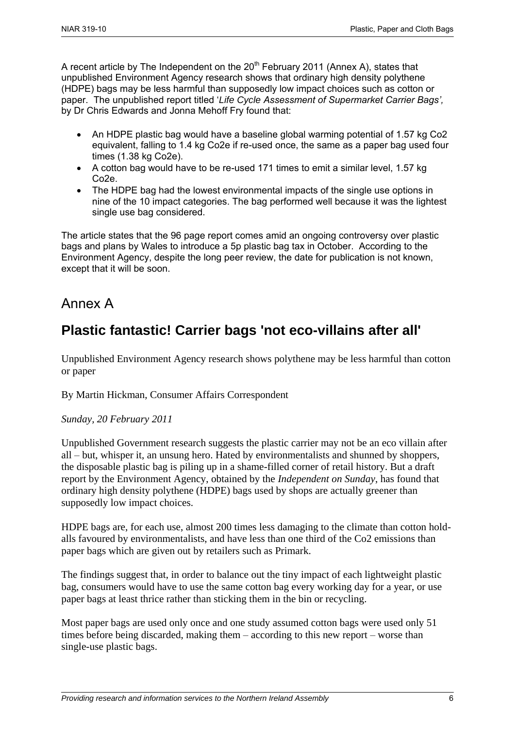A recent article by The Independent on the 20th February 2011 (Annex A), states that unpublished Environment Agency research shows that ordinary high density polythene (HDPE) bags may be less harmful than supposedly low impact choices such as cotton or paper. The unpublished report titled '*Life Cycle Assessment of Supermarket Carrier Bags',* by Dr Chris Edwards and Jonna Mehoff Fry found that:

- An HDPE plastic bag would have a baseline global warming potential of 1.57 kg Co2 equivalent, falling to 1.4 kg Co2e if re-used once, the same as a paper bag used four times (1.38 kg Co2e).
- A cotton bag would have to be re-used 171 times to emit a similar level, 1.57 kg Co2e.
- The HDPE bag had the lowest environmental impacts of the single use options in nine of the 10 impact categories. The bag performed well because it was the lightest single use bag considered.

The article states that the 96 page report comes amid an ongoing controversy over plastic bags and plans by Wales to introduce a 5p plastic bag tax in October. According to the Environment Agency, despite the long peer review, the date for publication is not known, except that it will be soon.

# Annex A

## Plastic fantastic! Carrier bags 'not eco-villains after all'

Unpublished Environment Agency research shows polythene may be less harmful than cotton or paper

By Martin Hickman, Consumer Affairs Correspondent

*Sunday, 20 February 2011*

Unpublished Government research suggests the plastic carrier may not be an eco villain after all – but, whisper it, an unsung hero. Hated by environmentalists and shunned by shoppers, the disposable plastic bag is piling up in a shame-filled corner of retail history. But a draft report by the Environment Agency, obtained by the *Independent on Sunday*, has found that ordinary high density polythene (HDPE) bags used by shops are actually greener than supposedly low impact choices.

HDPE bags are, for each use, almost 200 times less damaging to the climate than cotton hold-alls favoured by environmentalists, and have less than one third of the Co2 emissions than paper bags which are given out by retailers such as Primark.

The findings suggest that, in order to balance out the tiny impact of each lightweight plastic bag, consumers would have to use the same cotton bag every working day for a year, or use paper bags at least thrice rather than sticking them in the bin or recycling.

Most paper bags are used only once and one study assumed cotton bags were used only 51 times before being discarded, making them – according to this new report – worse than single-use plastic bags.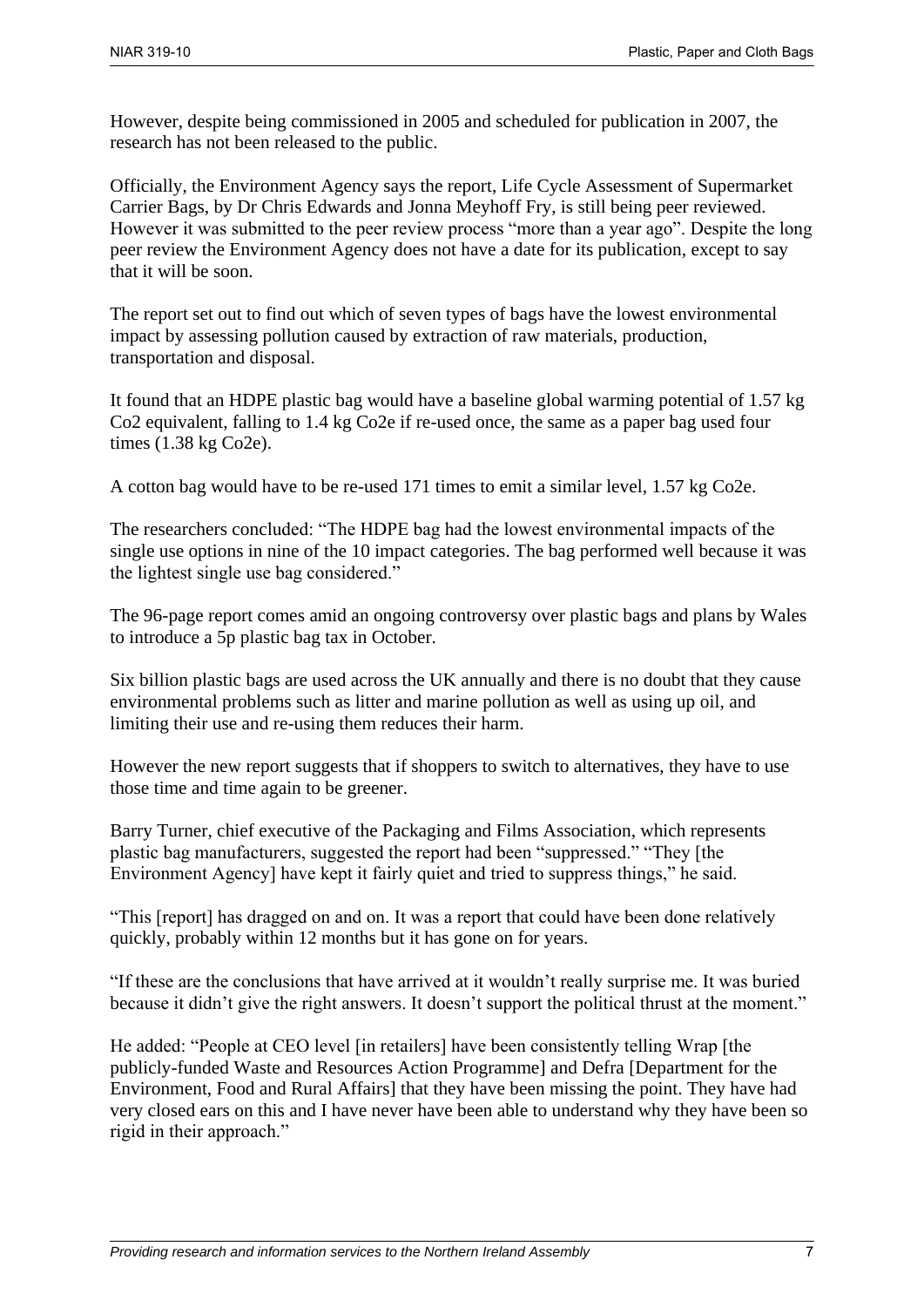However, despite being commissioned in 2005 and scheduled for publication in 2007, the research has not been released to the public.

Officially, the Environment Agency says the report, Life Cycle Assessment of Supermarket Carrier Bags, by Dr Chris Edwards and Jonna Meyhoff Fry, is still being peer reviewed. However it was submitted to the peer review process "more than a year ago". Despite the long peer review the Environment Agency does not have a date for its publication, except to say that it will be soon.

The report set out to find out which of seven types of bags have the lowest environmental impact by assessing pollution caused by extraction of raw materials, production, transportation and disposal.

It found that an HDPE plastic bag would have a baseline global warming potential of 1.57 kg Co2 equivalent, falling to 1.4 kg Co2e if re-used once, the same as a paper bag used four times (1.38 kg Co2e).

A cotton bag would have to be re-used 171 times to emit a similar level, 1.57 kg Co2e.

The researchers concluded: "The HDPE bag had the lowest environmental impacts of the single use options in nine of the 10 impact categories. The bag performed well because it was the lightest single use bag considered."

The 96-page report comes amid an ongoing controversy over plastic bags and plans by Wales to introduce a 5p plastic bag tax in October.

Six billion plastic bags are used across the UK annually and there is no doubt that they cause environmental problems such as litter and marine pollution as well as using up oil, and limiting their use and re-using them reduces their harm.

However the new report suggests that if shoppers to switch to alternatives, they have to use those time and time again to be greener.

Barry Turner, chief executive of the Packaging and Films Association, which represents plastic bag manufacturers, suggested the report had been "suppressed." "They [the Environment Agency] have kept it fairly quiet and tried to suppress things," he said.

"This [report] has dragged on and on. It was a report that could have been done relatively quickly, probably within 12 months but it has gone on for years.

"If these are the conclusions that have arrived at it wouldn't really surprise me. It was buried because it didn't give the right answers. It doesn't support the political thrust at the moment."

He added: "People at CEO level [in retailers] have been consistently telling Wrap [the publicly-funded Waste and Resources Action Programme] and Defra [Department for the Environment, Food and Rural Affairs] that they have been missing the point. They have had very closed ears on this and I have never have been able to understand why they have been so rigid in their approach."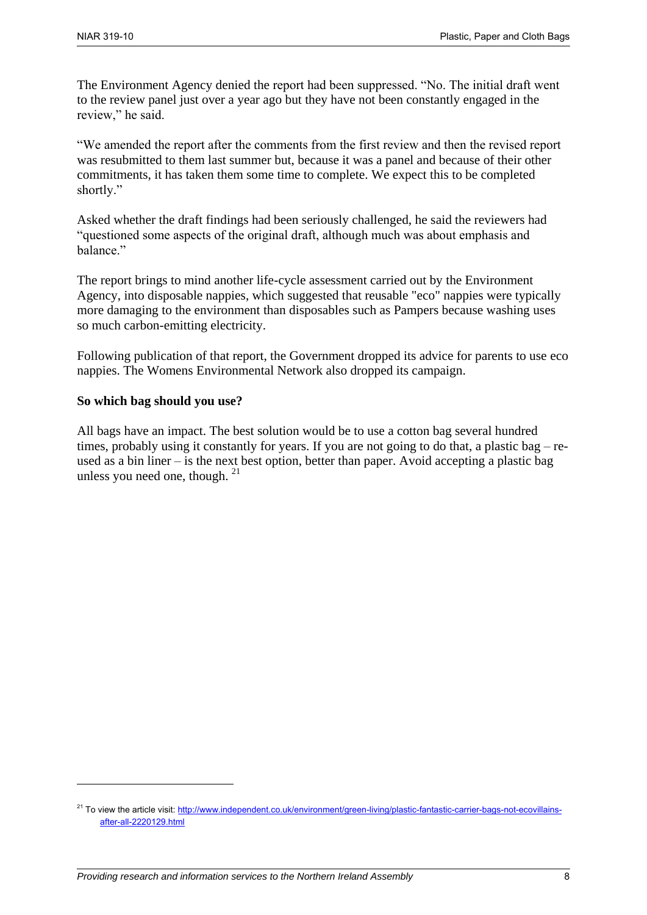The Environment Agency denied the report had been suppressed. “No. The initial draft went to the review panel just over a year ago but they have not been constantly engaged in the review,” he said.

“We amended the report after the comments from the first review and then the revised report was resubmitted to them last summer but, because it was a panel and because of their other commitments, it has taken them some time to complete. We expect this to be completed shortly.”

Asked whether the draft findings had been seriously challenged, he said the reviewers had “questioned some aspects of the original draft, although much was about emphasis and balance.”

The report brings to mind another life-cycle assessment carried out by the Environment Agency, into disposable nappies, which suggested that reusable "eco" nappies were typically more damaging to the environment than disposables such as Pampers because washing uses so much carbon-emitting electricity.

Following publication of that report, the Government dropped its advice for parents to use eco nappies. The Womens Environmental Network also dropped its campaign.

**So which bag should you use?**

All bags have an impact. The best solution would be to use a cotton bag several hundred times, probably using it constantly for years. If you are not going to do that, a plastic bag – re-used as a bin liner – is the next best option, better than paper. Avoid accepting a plastic bag unless you need one, though. [21]

---

[21] To view the article visit: http://www.independent.co.uk/environment/green-living/plastic-fantastic-carrier-bags-not-ecovillains-after-all-2220129.html